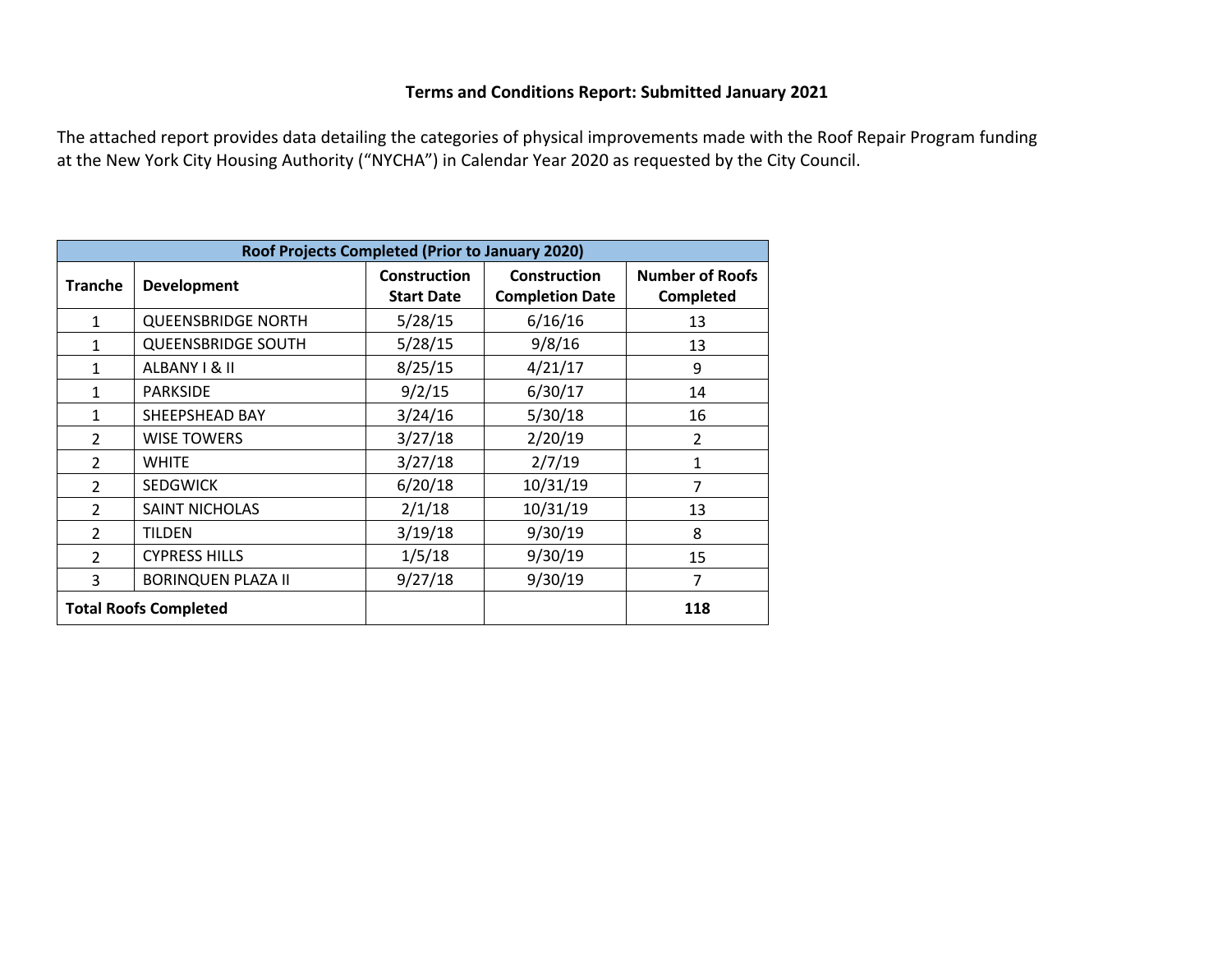**Terms and Conditions Report: Submitted January 2021**

The attached report provides data detailing the categories of physical improvements made with the Roof Repair Program funding at the New York City Housing Authority ("NYCHA") in Calendar Year 2020 as requested by the City Council.

| Roof Projects Completed (Prior to January 2020) | | | | |
|---|---|---|---|---|
| **Tranche** | **Development** | **Construction Start Date** | **Construction Completion Date** | **Number of Roofs Completed** |
| 1 | QUEENSBRIDGE NORTH | 5/28/15 | 6/16/16 | 13 |
| 1 | QUEENSBRIDGE SOUTH | 5/28/15 | 9/8/16 | 13 |
| 1 | ALBANY I & II | 8/25/15 | 4/21/17 | 9 |
| 1 | PARKSIDE | 9/2/15 | 6/30/17 | 14 |
| 1 | SHEEPSHEAD BAY | 3/24/16 | 5/30/18 | 16 |
| 2 | WISE TOWERS | 3/27/18 | 2/20/19 | 2 |
| 2 | WHITE | 3/27/18 | 2/7/19 | 1 |
| 2 | SEDGWICK | 6/20/18 | 10/31/19 | 7 |
| 2 | SAINT NICHOLAS | 2/1/18 | 10/31/19 | 13 |
| 2 | TILDEN | 3/19/18 | 9/30/19 | 8 |
| 2 | CYPRESS HILLS | 1/5/18 | 9/30/19 | 15 |
| 3 | BORINQUEN PLAZA II | 9/27/18 | 9/30/19 | 7 |
| **Total Roofs Completed** | | | | **118** |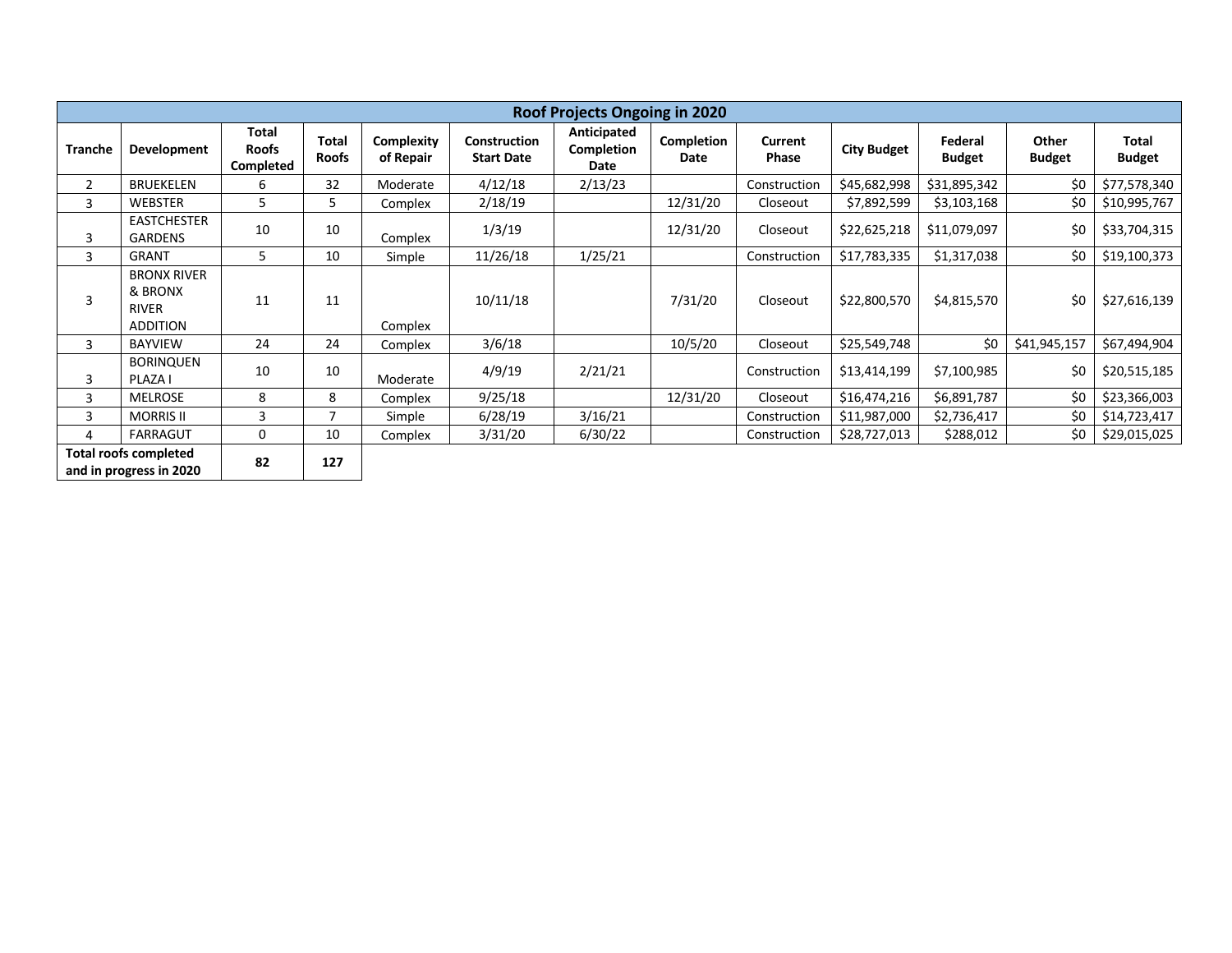| Roof Projects Ongoing in 2020 | | | | | | | | | | | | |
|---|---|---|---|---|---|---|---|---|---|---|---|---|
| Tranche | Development | Total Roofs Completed | Total Roofs | Complexity of Repair | Construction Start Date | Anticipated Completion Date | Completion Date | Current Phase | City Budget | Federal Budget | Other Budget | Total Budget |
| 2 | BRUEKELEN | 6 | 32 | Moderate | 4/12/18 | 2/13/23 | | Construction | $45,682,998 | $31,895,342 | $0 | $77,578,340 |
| 3 | WEBSTER | 5 | 5 | Complex | 2/18/19 | | 12/31/20 | Closeout | $7,892,599 | $3,103,168 | $0 | $10,995,767 |
| 3 | EASTCHESTER GARDENS | 10 | 10 | Complex | 1/3/19 | | 12/31/20 | Closeout | $22,625,218 | $11,079,097 | $0 | $33,704,315 |
| 3 | GRANT | 5 | 10 | Simple | 11/26/18 | 1/25/21 | | Construction | $17,783,335 | $1,317,038 | $0 | $19,100,373 |
| 3 | BRONX RIVER & BRONX RIVER ADDITION | 11 | 11 | Complex | 10/11/18 | | 7/31/20 | Closeout | $22,800,570 | $4,815,570 | $0 | $27,616,139 |
| 3 | BAYVIEW | 24 | 24 | Complex | 3/6/18 | | 10/5/20 | Closeout | $25,549,748 | $0 | $41,945,157 | $67,494,904 |
| 3 | BORINQUEN PLAZA I | 10 | 10 | Moderate | 4/9/19 | 2/21/21 | | Construction | $13,414,199 | $7,100,985 | $0 | $20,515,185 |
| 3 | MELROSE | 8 | 8 | Complex | 9/25/18 | | 12/31/20 | Closeout | $16,474,216 | $6,891,787 | $0 | $23,366,003 |
| 3 | MORRIS II | 3 | 7 | Simple | 6/28/19 | 3/16/21 | | Construction | $11,987,000 | $2,736,417 | $0 | $14,723,417 |
| 4 | FARRAGUT | 0 | 10 | Complex | 3/31/20 | 6/30/22 | | Construction | $28,727,013 | $288,012 | $0 | $29,015,025 |
| **Total roofs completed and in progress in 2020** | | **82** | **127** | | | | | | | | | |